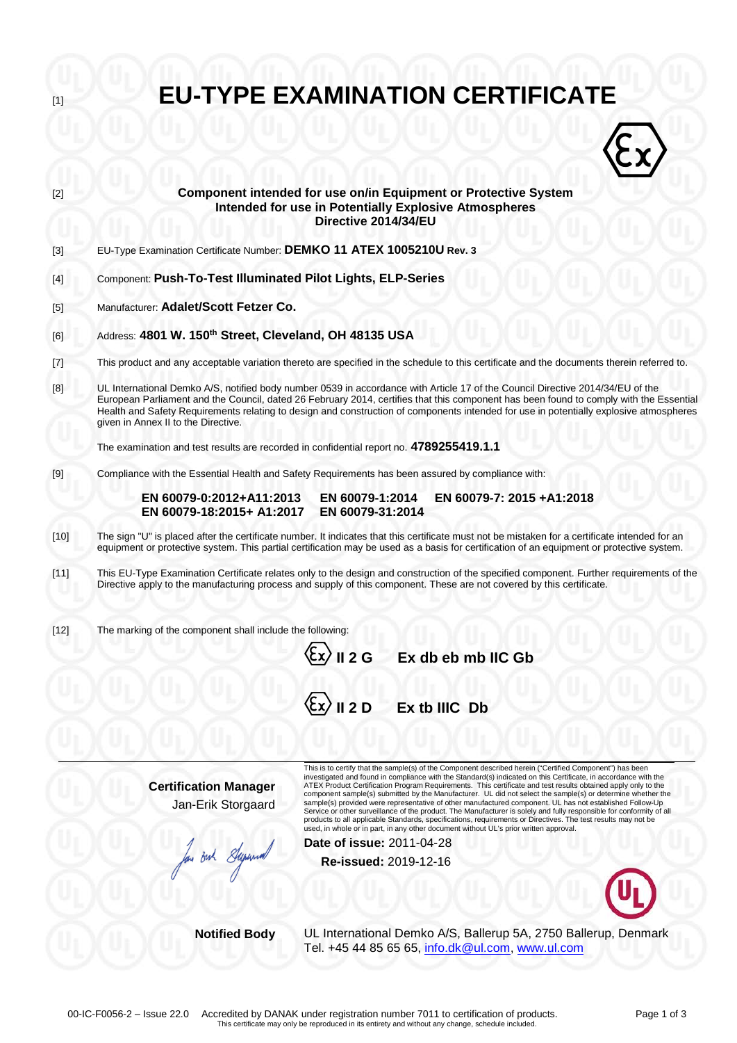[1]

# EU-TYPE EXAMINATION CERTIFICATE

[2] **Component intended for use on/in Equipment or Protective System Intended for use in Potentially Explosive Atmospheres Directive 2014/34/EU**

[3] EU-Type Examination Certificate Number: **DEMKO 11 ATEX 1005210U Rev. 3**

[4] Component: **Push-To-Test Illuminated Pilot Lights, ELP-Series**

[5] Manufacturer: **Adalet/Scott Fetzer Co.**

[6] Address: **4801 W. 150th Street, Cleveland, OH 48135 USA**

[7] This product and any acceptable variation thereto are specified in the schedule to this certificate and the documents therein referred to.

[8] UL International Demko A/S, notified body number 0539 in accordance with Article 17 of the Council Directive 2014/34/EU of the European Parliament and the Council, dated 26 February 2014, certifies that this component has been found to comply with the Essential Health and Safety Requirements relating to design and construction of components intended for use in potentially explosive atmospheres given in Annex II to the Directive.

The examination and test results are recorded in confidential report no. **4789255419.1.1**

[9] Compliance with the Essential Health and Safety Requirements has been assured by compliance with:

**EN 60079-0:2012+A11:2013 EN 60079-1:2014 EN 60079-7: 2015 +A1:2018**
**EN 60079-18:2015+ A1:2017 EN 60079-31:2014**

[10] The sign "U" is placed after the certificate number. It indicates that this certificate must not be mistaken for a certificate intended for an equipment or protective system. This partial certification may be used as a basis for certification of an equipment or protective system.

[11] This EU-Type Examination Certificate relates only to the design and construction of the specified component. Further requirements of the Directive apply to the manufacturing process and supply of this component. These are not covered by this certificate.

[12] The marking of the component shall include the following:

**Ex II 2 G Ex db eb mb IIC Gb**

**Ex II 2 D Ex tb IIIC Db**

**Certification Manager**
Jan-Erik Storgaard

This is to certify that the sample(s) of the Component described herein ("Certified Component") has been investigated and found in compliance with the Standard(s) indicated on this Certificate, in accordance with the ATEX Product Certification Program Requirements. This certificate and test results obtained apply only to the component sample(s) submitted by the Manufacturer. UL did not select the sample(s) or determine whether the sample(s) provided were representative of other manufactured component. UL has not established Follow-Up Service or other surveillance of the product. The Manufacturer is solely and fully responsible for conformity of all products to all applicable Standards, specifications, requirements or Directives. The test results may not be used, in whole or in part, in any other document without UL's prior written approval.

**Date of issue:** 2011-04-28
**Re-issued:** 2019-12-16

**Notified Body** UL International Demko A/S, Ballerup 5A, 2750 Ballerup, Denmark
Tel. +45 44 85 65 65, info.dk@ul.com, www.ul.com

00-IC-F0056-2 – Issue 22.0 Accredited by DANAK under registration number 7011 to certification of products.
This certificate may only be reproduced in its entirety and without any change, schedule included.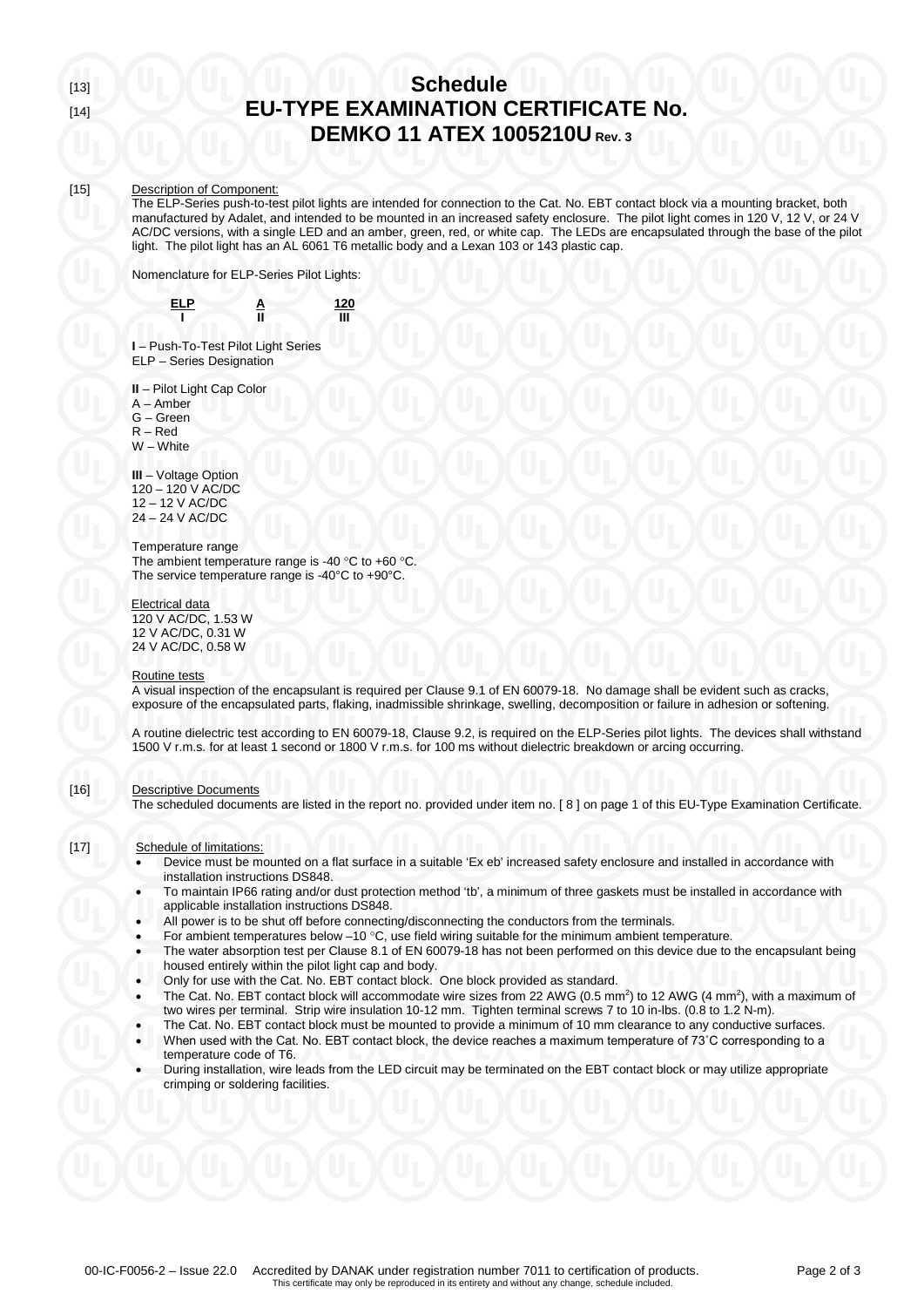[13]

# Schedule

[14]

# EU-TYPE EXAMINATION CERTIFICATE No. DEMKO 11 ATEX 1005210U Rev. 3

[15] Description of Component:

The ELP-Series push-to-test pilot lights are intended for connection to the Cat. No. EBT contact block via a mounting bracket, both manufactured by Adalet, and intended to be mounted in an increased safety enclosure. The pilot light comes in 120 V, 12 V, or 24 V AC/DC versions, with a single LED and an amber, green, red, or white cap. The LEDs are encapsulated through the base of the pilot light. The pilot light has an AL 6061 T6 metallic body and a Lexan 103 or 143 plastic cap.

Nomenclature for ELP-Series Pilot Lights:

| ELP | A | 120 |
|---|---|---|
| I | II | III |

**I** – Push-To-Test Pilot Light Series
ELP – Series Designation

**II** – Pilot Light Cap Color
A – Amber
G – Green
R – Red
W – White

**III** – Voltage Option
120 – 120 V AC/DC
12 – 12 V AC/DC
24 – 24 V AC/DC

Temperature range
The ambient temperature range is -40 °C to +60 °C.
The service temperature range is -40°C to +90°C.

Electrical data
120 V AC/DC, 1.53 W
12 V AC/DC, 0.31 W
24 V AC/DC, 0.58 W

Routine tests
A visual inspection of the encapsulant is required per Clause 9.1 of EN 60079-18. No damage shall be evident such as cracks, exposure of the encapsulated parts, flaking, inadmissible shrinkage, swelling, decomposition or failure in adhesion or softening.

A routine dielectric test according to EN 60079-18, Clause 9.2, is required on the ELP-Series pilot lights. The devices shall withstand 1500 V r.m.s. for at least 1 second or 1800 V r.m.s. for 100 ms without dielectric breakdown or arcing occurring.

[16] Descriptive Documents

The scheduled documents are listed in the report no. provided under item no. [ 8 ] on page 1 of this EU-Type Examination Certificate.

[17] Schedule of limitations:

- Device must be mounted on a flat surface in a suitable 'Ex eb' increased safety enclosure and installed in accordance with installation instructions DS848.
- To maintain IP66 rating and/or dust protection method 'tb', a minimum of three gaskets must be installed in accordance with applicable installation instructions DS848.
- All power is to be shut off before connecting/disconnecting the conductors from the terminals.
- For ambient temperatures below –10 °C, use field wiring suitable for the minimum ambient temperature.
- The water absorption test per Clause 8.1 of EN 60079-18 has not been performed on this device due to the encapsulant being housed entirely within the pilot light cap and body.
- Only for use with the Cat. No. EBT contact block. One block provided as standard.
- The Cat. No. EBT contact block will accommodate wire sizes from 22 AWG (0.5 $mm^2$) to 12 AWG (4 $mm^2$), with a maximum of two wires per terminal. Strip wire insulation 10-12 mm. Tighten terminal screws 7 to 10 in-lbs. (0.8 to 1.2 N-m).
- The Cat. No. EBT contact block must be mounted to provide a minimum of 10 mm clearance to any conductive surfaces.
- When used with the Cat. No. EBT contact block, the device reaches a maximum temperature of 73˚C corresponding to a temperature code of T6.
- During installation, wire leads from the LED circuit may be terminated on the EBT contact block or may utilize appropriate crimping or soldering facilities.

00-IC-F0056-2 – Issue 22.0 Accredited by DANAK under registration number 7011 to certification of products.
This certificate may only be reproduced in its entirety and without any change, schedule included.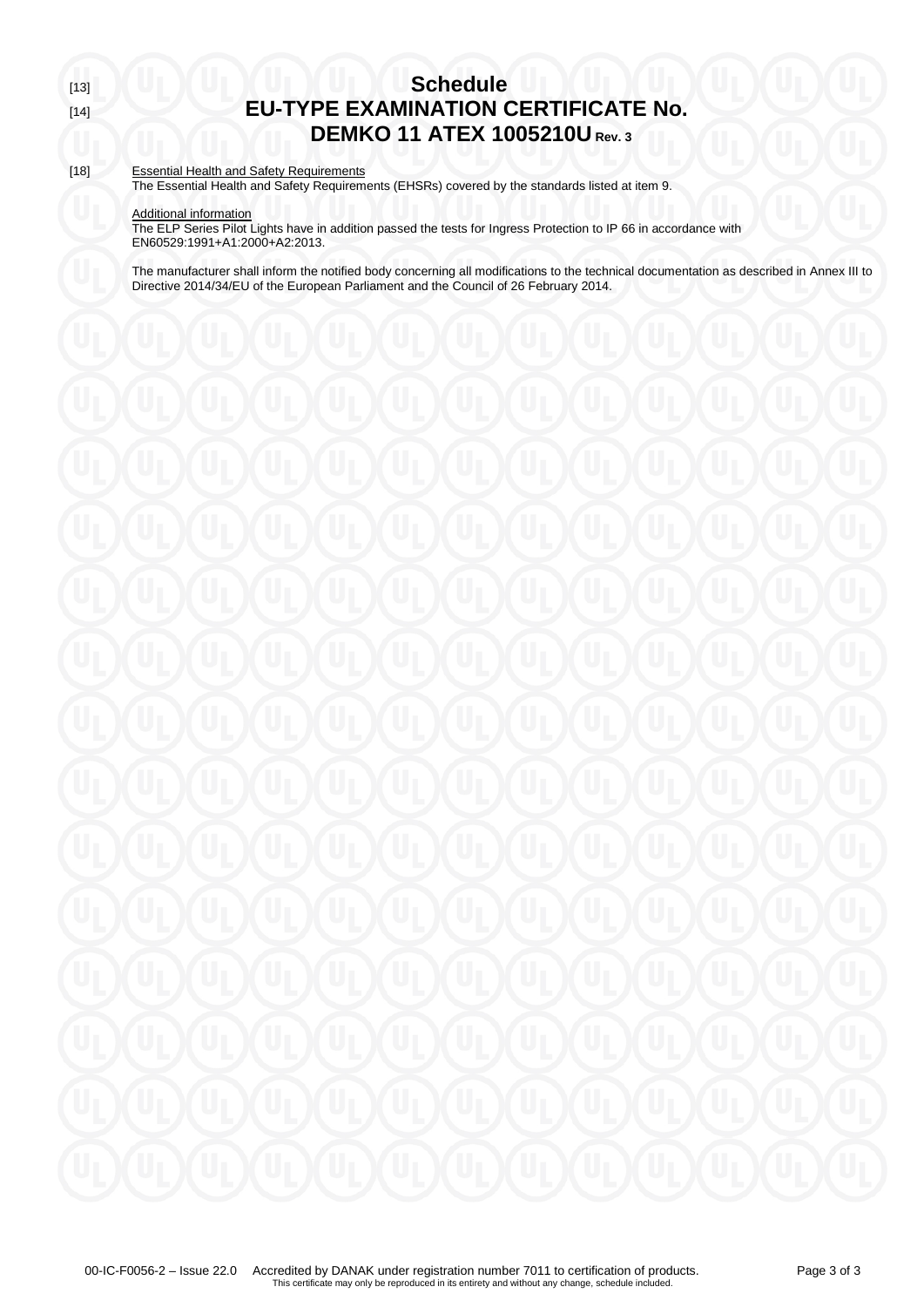[13]
# Schedule

[14]
# EU-TYPE EXAMINATION CERTIFICATE No. DEMKO 11 ATEX 1005210U Rev. 3

[18] Essential Health and Safety Requirements

The Essential Health and Safety Requirements (EHSRs) covered by the standards listed at item 9.

Additional information

The ELP Series Pilot Lights have in addition passed the tests for Ingress Protection to IP 66 in accordance with EN60529:1991+A1:2000+A2:2013.

The manufacturer shall inform the notified body concerning all modifications to the technical documentation as described in Annex III to Directive 2014/34/EU of the European Parliament and the Council of 26 February 2014.

00-IC-F0056-2 – Issue 22.0 Accredited by DANAK under registration number 7011 to certification of products.

This certificate may only be reproduced in its entirety and without any change, schedule included.